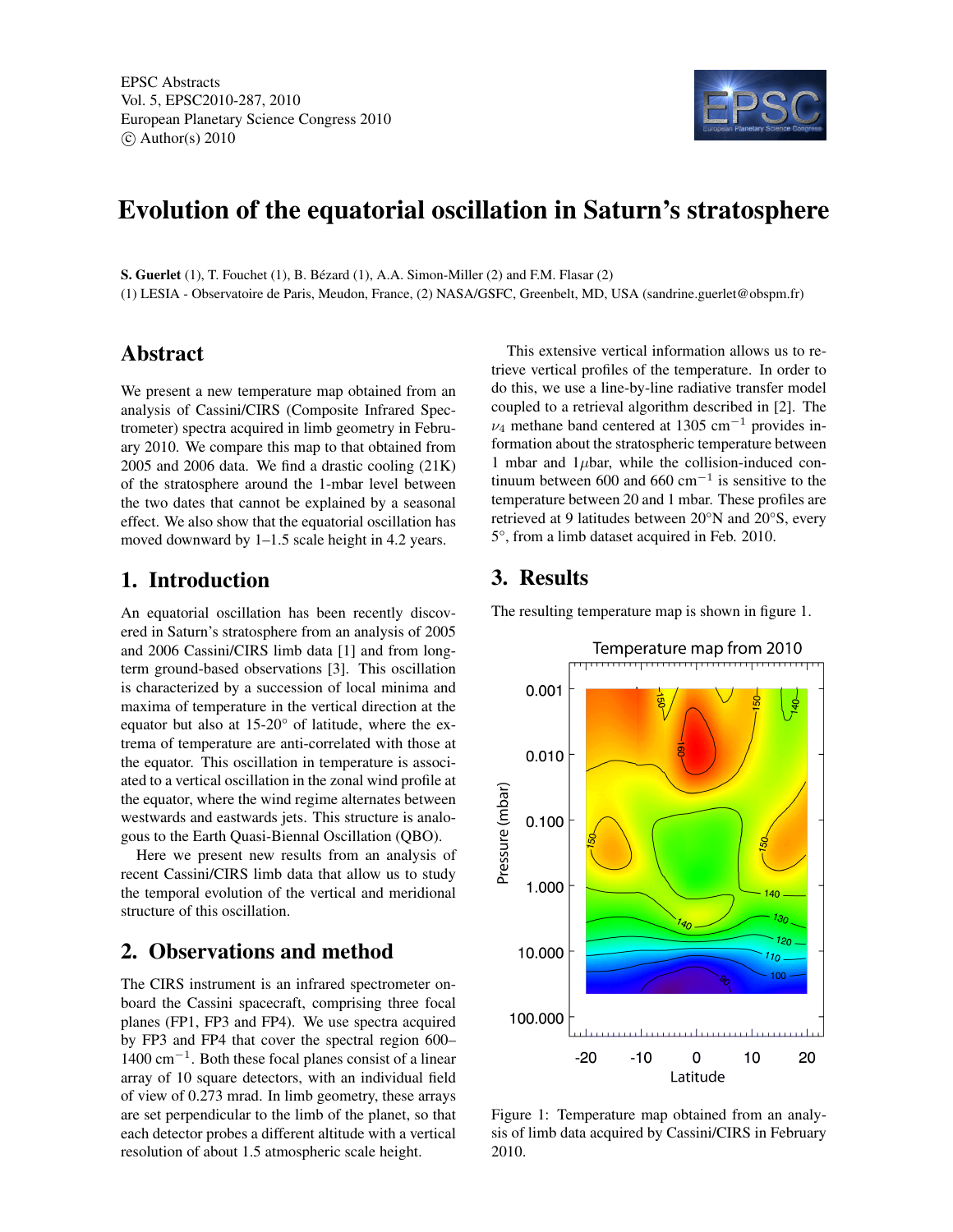EPSC Abstracts
Vol. 5, EPSC2010-287, 2010
European Planetary Science Congress 2010
© Author(s) 2010

# Evolution of the equatorial oscillation in Saturn's stratosphere

**S. Guerlet** (1), T. Fouchet (1), B. Bézard (1), A.A. Simon-Miller (2) and F.M. Flasar (2)

(1) LESIA - Observatoire de Paris, Meudon, France, (2) NASA/GSFC, Greenbelt, MD, USA (sandrine.guerlet@obspm.fr)

## Abstract

We present a new temperature map obtained from an analysis of Cassini/CIRS (Composite Infrared Spectrometer) spectra acquired in limb geometry in February 2010. We compare this map to that obtained from 2005 and 2006 data. We find a drastic cooling (21K) of the stratosphere around the 1-mbar level between the two dates that cannot be explained by a seasonal effect. We also show that the equatorial oscillation has moved downward by 1–1.5 scale height in 4.2 years.

## 1. Introduction

An equatorial oscillation has been recently discovered in Saturn's stratosphere from an analysis of 2005 and 2006 Cassini/CIRS limb data [1] and from long-term ground-based observations [3]. This oscillation is characterized by a succession of local minima and maxima of temperature in the vertical direction at the equator but also at 15-20° of latitude, where the extrema of temperature are anti-correlated with those at the equator. This oscillation in temperature is associated to a vertical oscillation in the zonal wind profile at the equator, where the wind regime alternates between westwards and eastwards jets. This structure is analogous to the Earth Quasi-Biennal Oscillation (QBO).

Here we present new results from an analysis of recent Cassini/CIRS limb data that allow us to study the temporal evolution of the vertical and meridional structure of this oscillation.

## 2. Observations and method

The CIRS instrument is an infrared spectrometer onboard the Cassini spacecraft, comprising three focal planes (FP1, FP3 and FP4). We use spectra acquired by FP3 and FP4 that cover the spectral region 600–1400 cm$^{-1}$. Both these focal planes consist of a linear array of 10 square detectors, with an individual field of view of 0.273 mrad. In limb geometry, these arrays are set perpendicular to the limb of the planet, so that each detector probes a different altitude with a vertical resolution of about 1.5 atmospheric scale height.

This extensive vertical information allows us to retrieve vertical profiles of the temperature. In order to do this, we use a line-by-line radiative transfer model coupled to a retrieval algorithm described in [2]. The $\nu_4$ methane band centered at 1305 cm$^{-1}$ provides information about the stratospheric temperature between 1 mbar and 1$\mu$bar, while the collision-induced continuum between 600 and 660 cm$^{-1}$ is sensitive to the temperature between 20 and 1 mbar. These profiles are retrieved at 9 latitudes between 20°N and 20°S, every 5°, from a limb dataset acquired in Feb. 2010.

## 3. Results

The resulting temperature map is shown in figure 1.

Figure 1: Temperature map obtained from an analysis of limb data acquired by Cassini/CIRS in February 2010.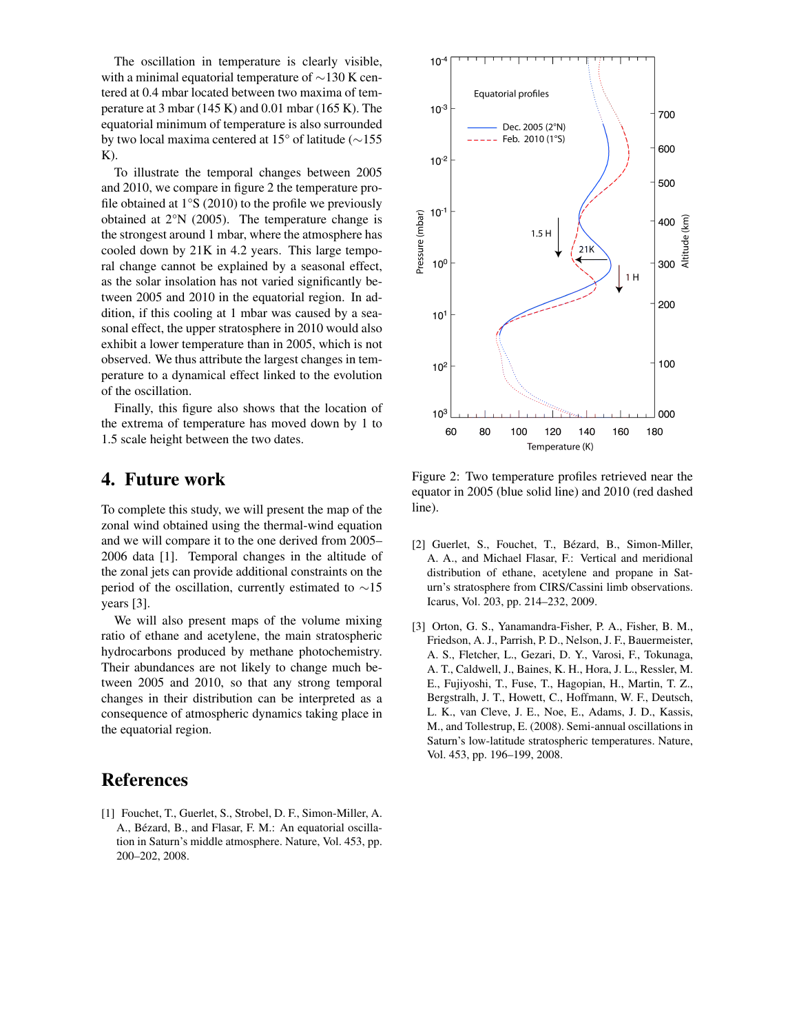The oscillation in temperature is clearly visible, with a minimal equatorial temperature of ∼130 K centered at 0.4 mbar located between two maxima of temperature at 3 mbar (145 K) and 0.01 mbar (165 K). The equatorial minimum of temperature is also surrounded by two local maxima centered at 15° of latitude (∼155 K).

To illustrate the temporal changes between 2005 and 2010, we compare in figure 2 the temperature profile obtained at 1°S (2010) to the profile we previously obtained at 2°N (2005). The temperature change is the strongest around 1 mbar, where the atmosphere has cooled down by 21K in 4.2 years. This large temporal change cannot be explained by a seasonal effect, as the solar insolation has not varied significantly between 2005 and 2010 in the equatorial region. In addition, if this cooling at 1 mbar was caused by a seasonal effect, the upper stratosphere in 2010 would also exhibit a lower temperature than in 2005, which is not observed. We thus attribute the largest changes in temperature to a dynamical effect linked to the evolution of the oscillation.

Finally, this figure also shows that the location of the extrema of temperature has moved down by 1 to 1.5 scale height between the two dates.

## 4. Future work

To complete this study, we will present the map of the zonal wind obtained using the thermal-wind equation and we will compare it to the one derived from 2005–2006 data [1]. Temporal changes in the altitude of the zonal jets can provide additional constraints on the period of the oscillation, currently estimated to ∼15 years [3].

We will also present maps of the volume mixing ratio of ethane and acetylene, the main stratospheric hydrocarbons produced by methane photochemistry. Their abundances are not likely to change much between 2005 and 2010, so that any strong temporal changes in their distribution can be interpreted as a consequence of atmospheric dynamics taking place in the equatorial region.

Equatorial profiles

Dec. 2005 (2°N)

Feb. 2010 (1°S)

1.5 H

21K

1 H

Pressure (mbar)

Altitude (km)

Temperature (K)

Figure 2: Two temperature profiles retrieved near the equator in 2005 (blue solid line) and 2010 (red dashed line).

## References

[1] Fouchet, T., Guerlet, S., Strobel, D. F., Simon-Miller, A. A., Bézard, B., and Flasar, F. M.: An equatorial oscillation in Saturn's middle atmosphere. Nature, Vol. 453, pp. 200–202, 2008.

[2] Guerlet, S., Fouchet, T., Bézard, B., Simon-Miller, A. A., and Michael Flasar, F.: Vertical and meridional distribution of ethane, acetylene and propane in Saturn's stratosphere from CIRS/Cassini limb observations. Icarus, Vol. 203, pp. 214–232, 2009.

[3] Orton, G. S., Yanamandra-Fisher, P. A., Fisher, B. M., Friedson, A. J., Parrish, P. D., Nelson, J. F., Bauermeister, A. S., Fletcher, L., Gezari, D. Y., Varosi, F., Tokunaga, A. T., Caldwell, J., Baines, K. H., Hora, J. L., Ressler, M. E., Fujiyoshi, T., Fuse, T., Hagopian, H., Martin, T. Z., Bergstralh, J. T., Howett, C., Hoffmann, W. F., Deutsch, L. K., van Cleve, J. E., Noe, E., Adams, J. D., Kassis, M., and Tollestrup, E. (2008). Semi-annual oscillations in Saturn's low-latitude stratospheric temperatures. Nature, Vol. 453, pp. 196–199, 2008.